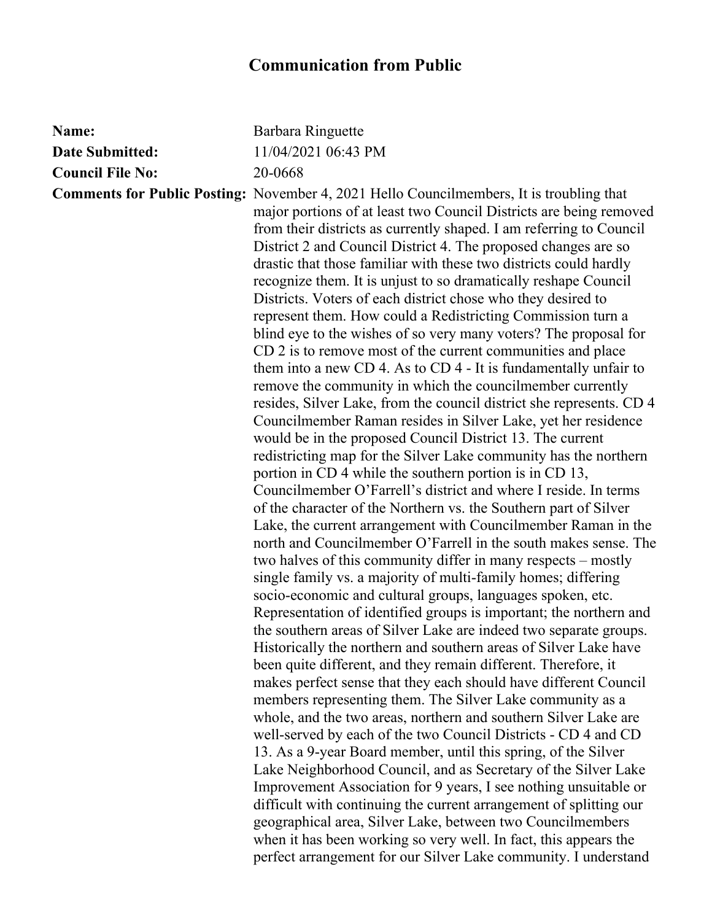# Communication from Public

**Name:** Barbara Ringuette

**Date Submitted:** 11/04/2021 06:43 PM

**Council File No:** 20-0668

**Comments for Public Posting:** November 4, 2021 Hello Councilmembers, It is troubling that major portions of at least two Council Districts are being removed from their districts as currently shaped. I am referring to Council District 2 and Council District 4. The proposed changes are so drastic that those familiar with these two districts could hardly recognize them. It is unjust to so dramatically reshape Council Districts. Voters of each district chose who they desired to represent them. How could a Redistricting Commission turn a blind eye to the wishes of so very many voters? The proposal for CD 2 is to remove most of the current communities and place them into a new CD 4. As to CD 4 - It is fundamentally unfair to remove the community in which the councilmember currently resides, Silver Lake, from the council district she represents. CD 4 Councilmember Raman resides in Silver Lake, yet her residence would be in the proposed Council District 13. The current redistricting map for the Silver Lake community has the northern portion in CD 4 while the southern portion is in CD 13, Councilmember O'Farrell's district and where I reside. In terms of the character of the Northern vs. the Southern part of Silver Lake, the current arrangement with Councilmember Raman in the north and Councilmember O'Farrell in the south makes sense. The two halves of this community differ in many respects – mostly single family vs. a majority of multi-family homes; differing socio-economic and cultural groups, languages spoken, etc. Representation of identified groups is important; the northern and the southern areas of Silver Lake are indeed two separate groups. Historically the northern and southern areas of Silver Lake have been quite different, and they remain different. Therefore, it makes perfect sense that they each should have different Council members representing them. The Silver Lake community as a whole, and the two areas, northern and southern Silver Lake are well-served by each of the two Council Districts - CD 4 and CD 13. As a 9-year Board member, until this spring, of the Silver Lake Neighborhood Council, and as Secretary of the Silver Lake Improvement Association for 9 years, I see nothing unsuitable or difficult with continuing the current arrangement of splitting our geographical area, Silver Lake, between two Councilmembers when it has been working so very well. In fact, this appears the perfect arrangement for our Silver Lake community. I understand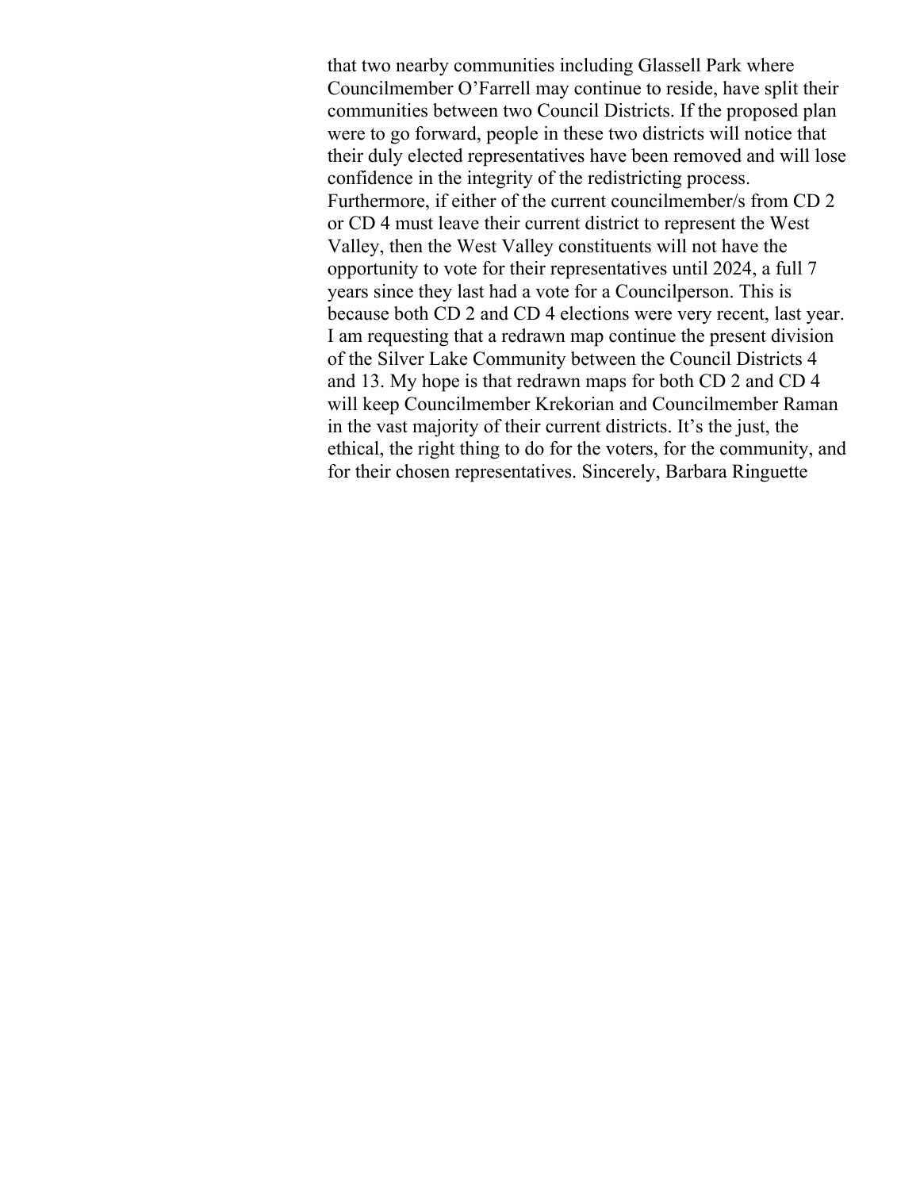that two nearby communities including Glassell Park where Councilmember O'Farrell may continue to reside, have split their communities between two Council Districts. If the proposed plan were to go forward, people in these two districts will notice that their duly elected representatives have been removed and will lose confidence in the integrity of the redistricting process. Furthermore, if either of the current councilmember/s from CD 2 or CD 4 must leave their current district to represent the West Valley, then the West Valley constituents will not have the opportunity to vote for their representatives until 2024, a full 7 years since they last had a vote for a Councilperson. This is because both CD 2 and CD 4 elections were very recent, last year. I am requesting that a redrawn map continue the present division of the Silver Lake Community between the Council Districts 4 and 13. My hope is that redrawn maps for both CD 2 and CD 4 will keep Councilmember Krekorian and Councilmember Raman in the vast majority of their current districts. It's the just, the ethical, the right thing to do for the voters, for the community, and for their chosen representatives. Sincerely, Barbara Ringuette